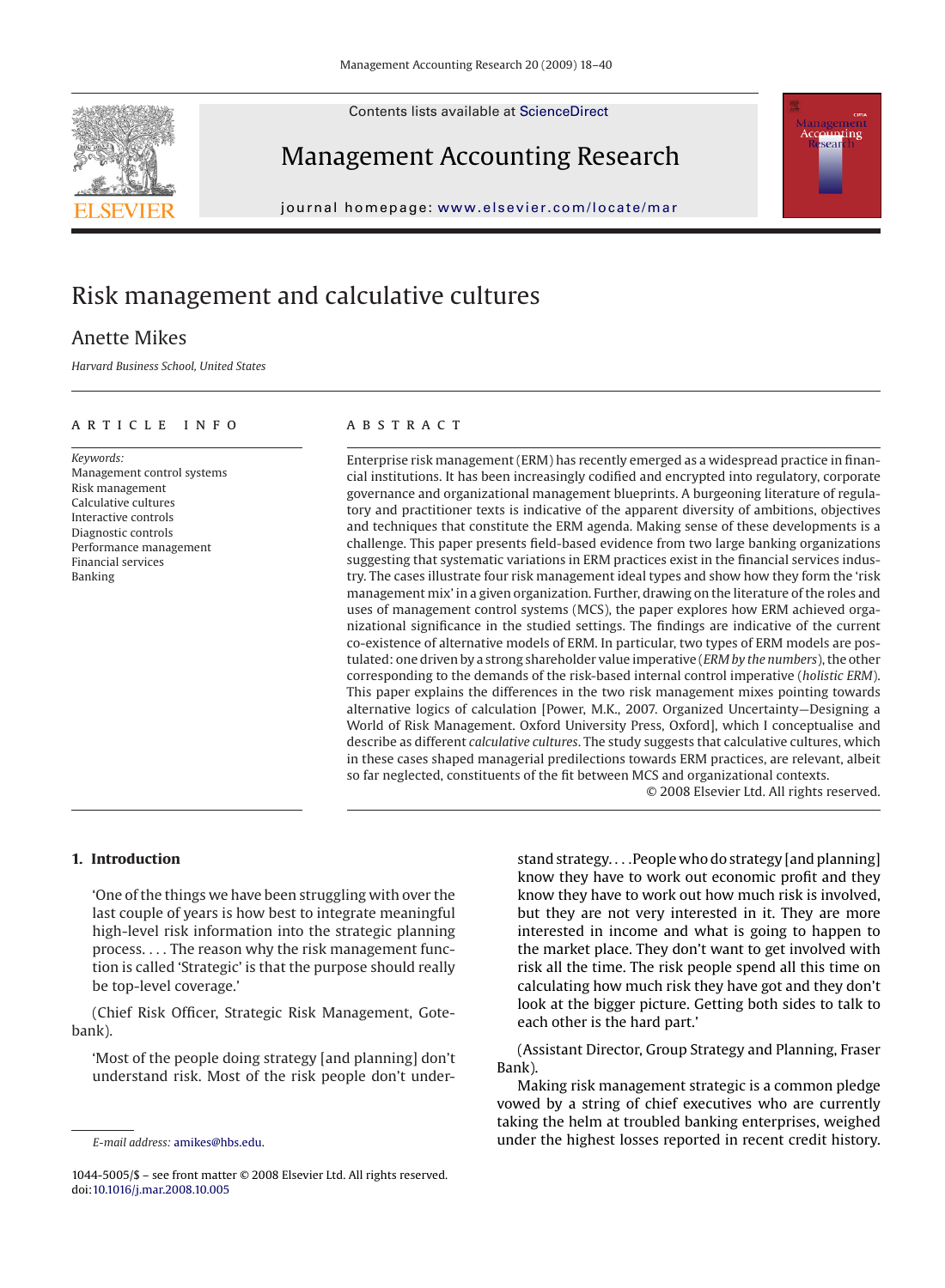Contents lists available at ScienceDirect

# Management Accounting Research

journal homepage: www.elsevier.com/locate/mar

# Risk management and calculative cultures

Anette Mikes

*Harvard Business School, United States*

## ARTICLE INFO

*Keywords:*
Management control systems
Risk management
Calculative cultures
Interactive controls
Diagnostic controls
Performance management
Financial services
Banking

## ABSTRACT

Enterprise risk management (ERM) has recently emerged as a widespread practice in financial institutions. It has been increasingly codified and encrypted into regulatory, corporate governance and organizational management blueprints. A burgeoning literature of regulatory and practitioner texts is indicative of the apparent diversity of ambitions, objectives and techniques that constitute the ERM agenda. Making sense of these developments is a challenge. This paper presents field-based evidence from two large banking organizations suggesting that systematic variations in ERM practices exist in the financial services industry. The cases illustrate four risk management ideal types and show how they form the 'risk management mix' in a given organization. Further, drawing on the literature of the roles and uses of management control systems (MCS), the paper explores how ERM achieved organizational significance in the studied settings. The findings are indicative of the current co-existence of alternative models of ERM. In particular, two types of ERM models are postulated: one driven by a strong shareholder value imperative (*ERM by the numbers*), the other corresponding to the demands of the risk-based internal control imperative (*holistic ERM*). This paper explains the differences in the two risk management mixes pointing towards alternative logics of calculation [Power, M.K., 2007. Organized Uncertainty—Designing a World of Risk Management. Oxford University Press, Oxford], which I conceptualise and describe as different *calculative cultures*. The study suggests that calculative cultures, which in these cases shaped managerial predilections towards ERM practices, are relevant, albeit so far neglected, constituents of the fit between MCS and organizational contexts.

© 2008 Elsevier Ltd. All rights reserved.

## 1. Introduction

'One of the things we have been struggling with over the last couple of years is how best to integrate meaningful high-level risk information into the strategic planning process. . . . The reason why the risk management function is called 'Strategic' is that the purpose should really be top-level coverage.'

(Chief Risk Officer, Strategic Risk Management, Gotebank).

'Most of the people doing strategy [and planning] don't understand risk. Most of the risk people don't understand strategy. . . . People who do strategy [and planning] know they have to work out economic profit and they know they have to work out how much risk is involved, but they are not very interested in it. They are more interested in income and what is going to happen to the market place. They don't want to get involved with risk all the time. The risk people spend all this time on calculating how much risk they have got and they don't look at the bigger picture. Getting both sides to talk to each other is the hard part.'

(Assistant Director, Group Strategy and Planning, Fraser Bank).

Making risk management strategic is a common pledge vowed by a string of chief executives who are currently taking the helm at troubled banking enterprises, weighed under the highest losses reported in recent credit history.

---

E-mail address: amikes@hbs.edu.

1044-5005/$ – see front matter © 2008 Elsevier Ltd. All rights reserved.
doi:10.1016/j.mar.2008.10.005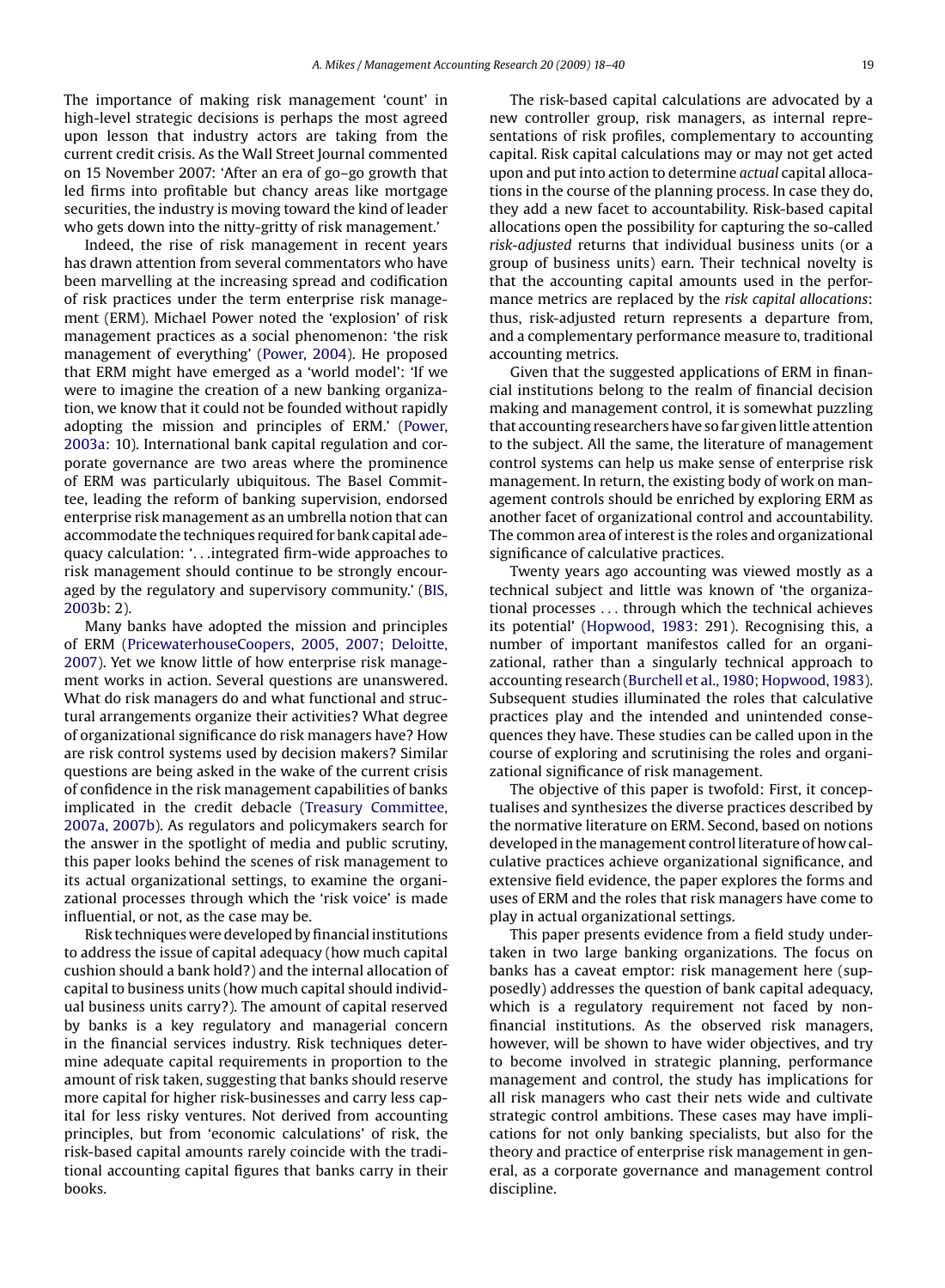The importance of making risk management 'count' in high-level strategic decisions is perhaps the most agreed upon lesson that industry actors are taking from the current credit crisis. As the Wall Street Journal commented on 15 November 2007: 'After an era of go–go growth that led firms into profitable but chancy areas like mortgage securities, the industry is moving toward the kind of leader who gets down into the nitty-gritty of risk management.'

Indeed, the rise of risk management in recent years has drawn attention from several commentators who have been marvelling at the increasing spread and codification of risk practices under the term enterprise risk management (ERM). Michael Power noted the 'explosion' of risk management practices as a social phenomenon: 'the risk management of everything' (Power, 2004). He proposed that ERM might have emerged as a 'world model': 'If we were to imagine the creation of a new banking organization, we know that it could not be founded without rapidly adopting the mission and principles of ERM.' (Power, 2003a: 10). International bank capital regulation and corporate governance are two areas where the prominence of ERM was particularly ubiquitous. The Basel Committee, leading the reform of banking supervision, endorsed enterprise risk management as an umbrella notion that can accommodate the techniques required for bank capital adequacy calculation: '. . .integrated firm-wide approaches to risk management should continue to be strongly encouraged by the regulatory and supervisory community.' (BIS, 2003b: 2).

Many banks have adopted the mission and principles of ERM (PricewaterhouseCoopers, 2005, 2007; Deloitte, 2007). Yet we know little of how enterprise risk management works in action. Several questions are unanswered. What do risk managers do and what functional and structural arrangements organize their activities? What degree of organizational significance do risk managers have? How are risk control systems used by decision makers? Similar questions are being asked in the wake of the current crisis of confidence in the risk management capabilities of banks implicated in the credit debacle (Treasury Committee, 2007a, 2007b). As regulators and policymakers search for the answer in the spotlight of media and public scrutiny, this paper looks behind the scenes of risk management to its actual organizational settings, to examine the organizational processes through which the 'risk voice' is made influential, or not, as the case may be.

Risk techniques were developed by financial institutions to address the issue of capital adequacy (how much capital cushion should a bank hold?) and the internal allocation of capital to business units (how much capital should individual business units carry?). The amount of capital reserved by banks is a key regulatory and managerial concern in the financial services industry. Risk techniques determine adequate capital requirements in proportion to the amount of risk taken, suggesting that banks should reserve more capital for higher risk-businesses and carry less capital for less risky ventures. Not derived from accounting principles, but from 'economic calculations' of risk, the risk-based capital amounts rarely coincide with the traditional accounting capital figures that banks carry in their books.

The risk-based capital calculations are advocated by a new controller group, risk managers, as internal representations of risk profiles, complementary to accounting capital. Risk capital calculations may or may not get acted upon and put into action to determine *actual* capital allocations in the course of the planning process. In case they do, they add a new facet to accountability. Risk-based capital allocations open the possibility for capturing the so-called *risk-adjusted* returns that individual business units (or a group of business units) earn. Their technical novelty is that the accounting capital amounts used in the performance metrics are replaced by the *risk capital allocations*: thus, risk-adjusted return represents a departure from, and a complementary performance measure to, traditional accounting metrics.

Given that the suggested applications of ERM in financial institutions belong to the realm of financial decision making and management control, it is somewhat puzzling that accounting researchers have so far given little attention to the subject. All the same, the literature of management control systems can help us make sense of enterprise risk management. In return, the existing body of work on management controls should be enriched by exploring ERM as another facet of organizational control and accountability. The common area of interest is the roles and organizational significance of calculative practices.

Twenty years ago accounting was viewed mostly as a technical subject and little was known of 'the organizational processes . . . through which the technical achieves its potential' (Hopwood, 1983: 291). Recognising this, a number of important manifestos called for an organizational, rather than a singularly technical approach to accounting research (Burchell et al., 1980; Hopwood, 1983). Subsequent studies illuminated the roles that calculative practices play and the intended and unintended consequences they have. These studies can be called upon in the course of exploring and scrutinising the roles and organizational significance of risk management.

The objective of this paper is twofold: First, it conceptualises and synthesizes the diverse practices described by the normative literature on ERM. Second, based on notions developed in the management control literature of how calculative practices achieve organizational significance, and extensive field evidence, the paper explores the forms and uses of ERM and the roles that risk managers have come to play in actual organizational settings.

This paper presents evidence from a field study undertaken in two large banking organizations. The focus on banks has a caveat emptor: risk management here (supposedly) addresses the question of bank capital adequacy, which is a regulatory requirement not faced by non-financial institutions. As the observed risk managers, however, will be shown to have wider objectives, and try to become involved in strategic planning, performance management and control, the study has implications for all risk managers who cast their nets wide and cultivate strategic control ambitions. These cases may have implications for not only banking specialists, but also for the theory and practice of enterprise risk management in general, as a corporate governance and management control discipline.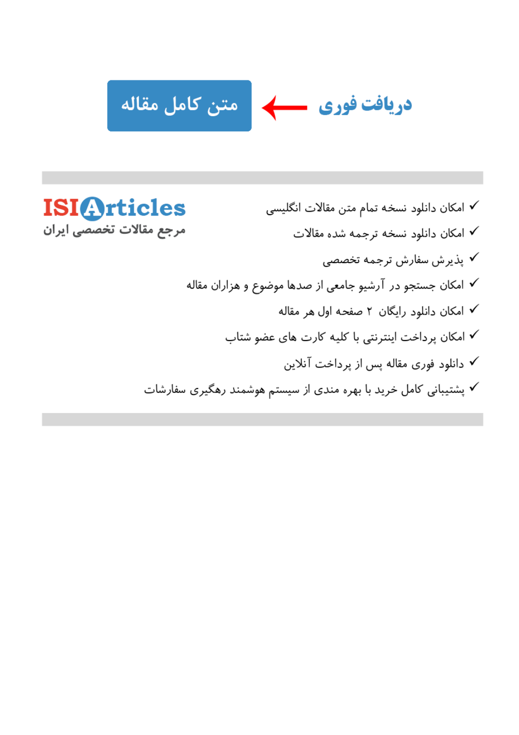دریافت فوری ← متن کامل مقاله

**ISIArticles**
مرجع مقالات تخصصی ایران

- ✓ امکان دانلود نسخه تمام متن مقالات انگلیسی
- ✓ امکان دانلود نسخه ترجمه شده مقالات
- ✓ پذیرش سفارش ترجمه تخصصی
- ✓ امکان جستجو در آرشیو جامعی از صدها موضوع و هزاران مقاله
- ✓ امکان دانلود رایگان ۲ صفحه اول هر مقاله
- ✓ امکان پرداخت اینترنتی با کلیه کارت های عضو شتاب
- ✓ دانلود فوری مقاله پس از پرداخت آنلاین
- ✓ پشتیبانی کامل خرید با بهره مندی از سیستم هوشمند رهگیری سفارشات